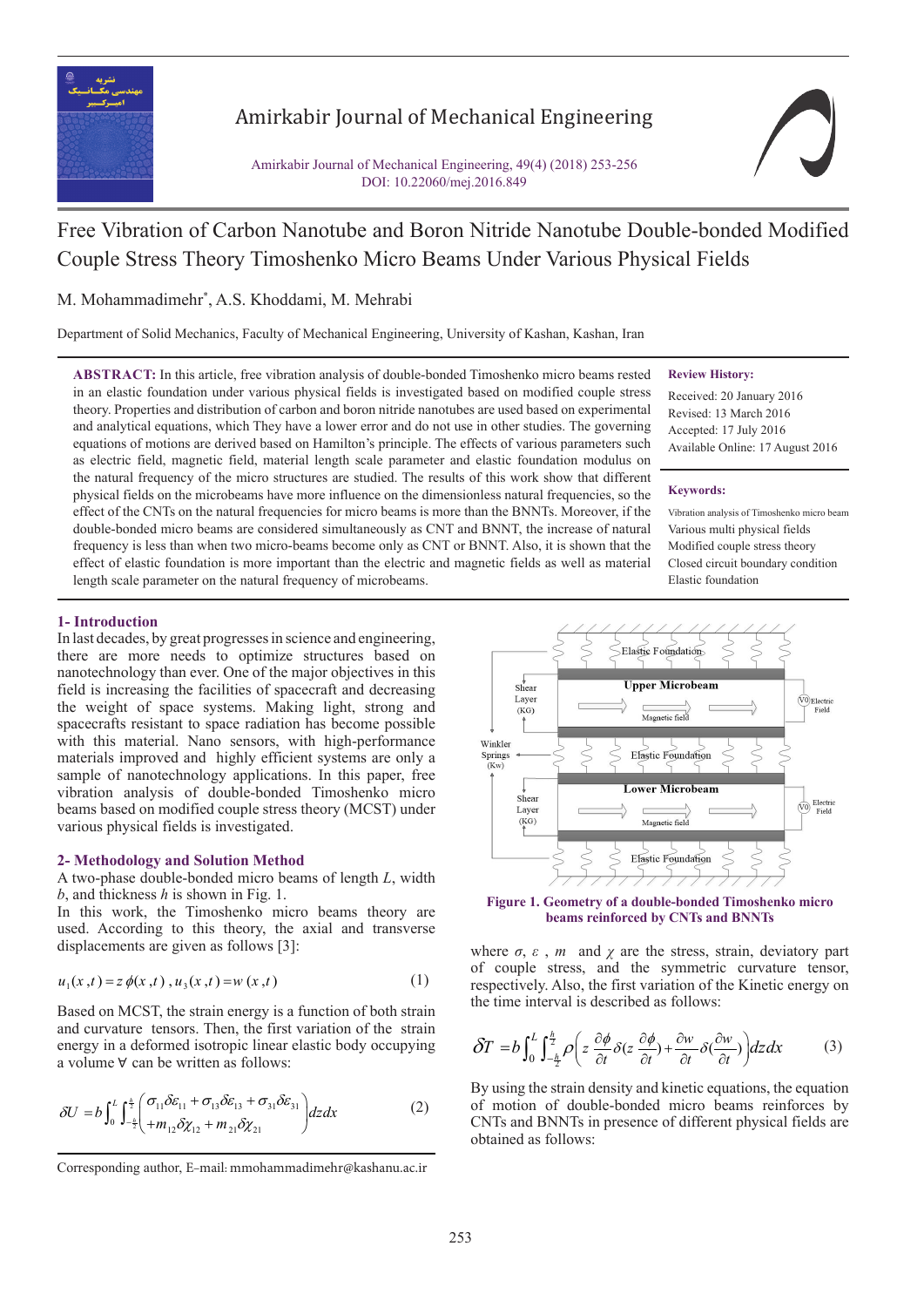# Free Vibration of Carbon Nanotube and Boron Nitride Nanotube Double-bonded Modified Couple Stress Theory Timoshenko Micro Beams Under Various Physical Fields

M. Mohammadimehr*, A.S. Khoddami, M. Mehrabi

Department of Solid Mechanics, Faculty of Mechanical Engineering, University of Kashan, Kashan, Iran

**ABSTRACT:** In this article, free vibration analysis of double-bonded Timoshenko micro beams rested in an elastic foundation under various physical fields is investigated based on modified couple stress theory. Properties and distribution of carbon and boron nitride nanotubes are used based on experimental and analytical equations, which They have a lower error and do not use in other studies. The governing equations of motions are derived based on Hamilton's principle. The effects of various parameters such as electric field, magnetic field, material length scale parameter and elastic foundation modulus on the natural frequency of the micro structures are studied. The results of this work show that different physical fields on the microbeams have more influence on the dimensionless natural frequencies, so the effect of the CNTs on the natural frequencies for micro beams is more than the BNNTs. Moreover, if the double-bonded micro beams are considered simultaneously as CNT and BNNT, the increase of natural frequency is less than when two micro-beams become only as CNT or BNNT. Also, it is shown that the effect of elastic foundation is more important than the electric and magnetic fields as well as material length scale parameter on the natural frequency of microbeams.

**Review History:**

Received: 20 January 2016
Revised: 13 March 2016
Accepted: 17 July 2016
Available Online: 17 August 2016

**Keywords:**

Vibration analysis of Timoshenko micro beam
Various multi physical fields
Modified couple stress theory
Closed circuit boundary condition
Elastic foundation

## 1- Introduction

In last decades, by great progresses in science and engineering, there are more needs to optimize structures based on nanotechnology than ever. One of the major objectives in this field is increasing the facilities of spacecraft and decreasing the weight of space systems. Making light, strong and spacecrafts resistant to space radiation has become possible with this material. Nano sensors, with high-performance materials improved and highly efficient systems are only a sample of nanotechnology applications. In this paper, free vibration analysis of double-bonded Timoshenko micro beams based on modified couple stress theory (MCST) under various physical fields is investigated.

## 2- Methodology and Solution Method

A two-phase double-bonded micro beams of length $L$, width $b$, and thickness $h$ is shown in Fig. 1.

In this work, the Timoshenko micro beams theory are used. According to this theory, the axial and transverse displacements are given as follows [3]:

$$u_1(x,t) = z\,\phi(x,t)\,,\; u_3(x,t) = w(x,t) \tag{1}$$

Based on MCST, the strain energy is a function of both strain and curvature tensors. Then, the first variation of the strain energy in a deformed isotropic linear elastic body occupying a volume ∀ can be written as follows:

$$\delta U = b\int_0^L \int_{-\frac{h}{2}}^{\frac{h}{2}} \begin{pmatrix} \sigma_{11}\delta\varepsilon_{11} + \sigma_{13}\delta\varepsilon_{13} + \sigma_{31}\delta\varepsilon_{31} \\ + m_{12}\delta\chi_{12} + m_{21}\delta\chi_{21} \end{pmatrix} dz\,dx \tag{2}$$

Figure 1. Geometry of a double-bonded Timoshenko micro beams reinforced by CNTs and BNNTs

where $\sigma$, $\varepsilon$, $m$ and $\chi$ are the stress, strain, deviatory part of couple stress, and the symmetric curvature tensor, respectively. Also, the first variation of the Kinetic energy on the time interval is described as follows:

$$\delta T = b\int_0^L \int_{-\frac{h}{2}}^{\frac{h}{2}} \rho\left( z\,\frac{\partial\phi}{\partial t}\delta(z\,\frac{\partial\phi}{\partial t}) + \frac{\partial w}{\partial t}\delta(\frac{\partial w}{\partial t})\right) dz\,dx \tag{3}$$

By using the strain density and kinetic equations, the equation of motion of double-bonded micro beams reinforces by CNTs and BNNTs in presence of different physical fields are obtained as follows:

Corresponding author, E-mail: mmohammadimehr@kashanu.ac.ir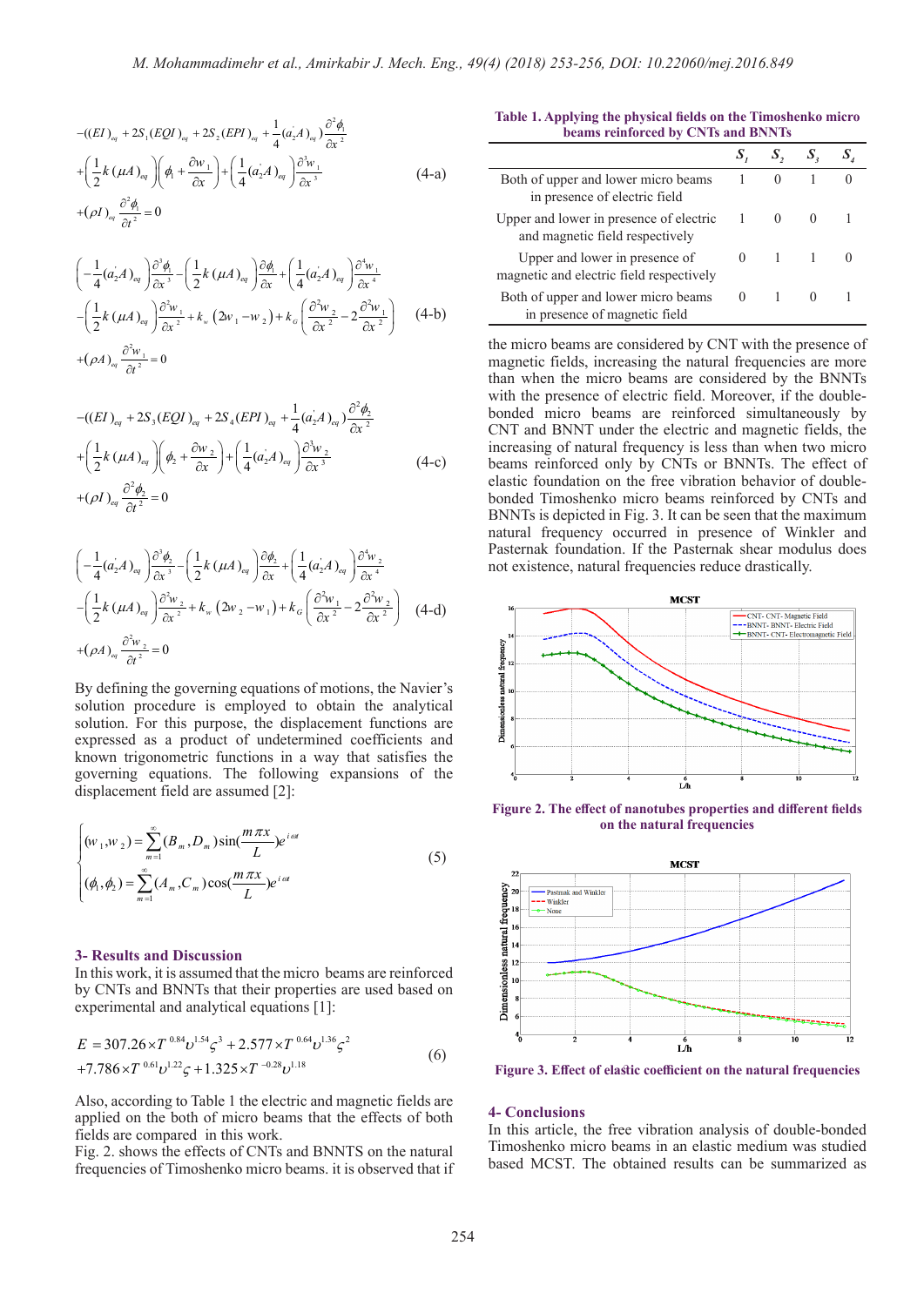$$-((EI)_{eq} + 2S_1(EQI)_{eq} + 2S_2(EPI)_{eq} + \frac{1}{4}(a_2^{\cdot}A)_{eq})\frac{\partial^2 \phi_1}{\partial x^2} + \left(\frac{1}{2}k(\mu A)_{eq}\right)\left(\phi_1 + \frac{\partial w_1}{\partial x}\right) + \left(\frac{1}{4}(a_2^{\cdot}A)_{eq}\right)\frac{\partial^3 w_1}{\partial x^3} + (\rho I)_{eq}\frac{\partial^2 \phi_1}{\partial t^2} = 0 \tag{4-a}$$

$$\left(-\frac{1}{4}(a_2^{\cdot}A)_{eq}\right)\frac{\partial^3 \phi_1}{\partial x^3} - \left(\frac{1}{2}k(\mu A)_{eq}\right)\frac{\partial \phi_1}{\partial x} + \left(\frac{1}{4}(a_2^{\cdot}A)_{eq}\right)\frac{\partial^4 w_1}{\partial x^4} - \left(\frac{1}{2}k(\mu A)_{eq}\right)\frac{\partial^2 w_1}{\partial x^2} + k_w(2w_1 - w_2) + k_G\left(\frac{\partial^2 w_2}{\partial x^2} - 2\frac{\partial^2 w_1}{\partial x^2}\right) + (\rho A)_{eq}\frac{\partial^2 w_1}{\partial t^2} = 0 \tag{4-b}$$

$$-((EI)_{eq} + 2S_3(EQI)_{eq} + 2S_4(EPI)_{eq} + \frac{1}{4}(a_2^{\cdot}A)_{eq})\frac{\partial^2 \phi_2}{\partial x^2} + \left(\frac{1}{2}k(\mu A)_{eq}\right)\left(\phi_2 + \frac{\partial w_2}{\partial x}\right) + \left(\frac{1}{4}(a_2^{\cdot}A)_{eq}\right)\frac{\partial^3 w_2}{\partial x^3} + (\rho I)_{eq}\frac{\partial^2 \phi_2}{\partial t^2} = 0 \tag{4-c}$$

$$\left(-\frac{1}{4}(a_2^{\cdot}A)_{eq}\right)\frac{\partial^3 \phi_2}{\partial x^3} - \left(\frac{1}{2}k(\mu A)_{eq}\right)\frac{\partial \phi_2}{\partial x} + \left(\frac{1}{4}(a_2^{\cdot}A)_{eq}\right)\frac{\partial^4 w_2}{\partial x^4} - \left(\frac{1}{2}k(\mu A)_{eq}\right)\frac{\partial^2 w_2}{\partial x^2} + k_w(2w_2 - w_1) + k_G\left(\frac{\partial^2 w_1}{\partial x^2} - 2\frac{\partial^2 w_2}{\partial x^2}\right) + (\rho A)_{eq}\frac{\partial^2 w_2}{\partial t^2} = 0 \tag{4-d}$$

By defining the governing equations of motions, the Navier's solution procedure is employed to obtain the analytical solution. For this purpose, the displacement functions are expressed as a product of undetermined coefficients and known trigonometric functions in a way that satisfies the governing equations. The following expansions of the displacement field are assumed [2]:

$$\begin{cases} (w_1, w_2) = \sum_{m=1}^{\infty}(B_m, D_m)\sin(\frac{m\pi x}{L})e^{i\omega t} \\ (\phi_1, \phi_2) = \sum_{m=1}^{\infty}(A_m, C_m)\cos(\frac{m\pi x}{L})e^{i\omega t} \end{cases} \tag{5}$$

## 3- Results and Discussion

In this work, it is assumed that the micro beams are reinforced by CNTs and BNNTs that their properties are used based on experimental and analytical equations [1]:

$$E = 307.26 \times T^{0.84}\upsilon^{1.54}\varsigma^3 + 2.577 \times T^{0.64}\upsilon^{1.36}\varsigma^2 + 7.786 \times T^{0.61}\upsilon^{1.22}\varsigma + 1.325 \times T^{-0.28}\upsilon^{1.18} \tag{6}$$

Also, according to Table 1 the electric and magnetic fields are applied on the both of micro beams that the effects of both fields are compared in this work.

Fig. 2. shows the effects of CNTs and BNNTS on the natural frequencies of Timoshenko micro beams. it is observed that if the micro beams are considered by CNT with the presence of magnetic fields, increasing the natural frequencies are more than when the micro beams are considered by the BNNTs with the presence of electric field. Moreover, if the double-bonded micro beams are reinforced simultaneously by CNT and BNNT under the electric and magnetic fields, the increasing of natural frequency is less than when two micro beams reinforced only by CNTs or BNNTs. The effect of elastic foundation on the free vibration behavior of double-bonded Timoshenko micro beams reinforced by CNTs and BNNTs is depicted in Fig. 3. It can be seen that the maximum natural frequency occurred in presence of Winkler and Pasternak foundation. If the Pasternak shear modulus does not existence, natural frequencies reduce drastically.

**Table 1. Applying the physical fields on the Timoshenko micro beams reinforced by CNTs and BNNTs**

| | $S_1$ | $S_2$ | $S_3$ | $S_4$ |
|---|---|---|---|---|
| Both of upper and lower micro beams in presence of electric field | 1 | 0 | 1 | 0 |
| Upper and lower in presence of electric and magnetic field respectively | 1 | 0 | 0 | 1 |
| Upper and lower in presence of magnetic and electric field respectively | 0 | 1 | 1 | 0 |
| Both of upper and lower micro beams in presence of magnetic field | 0 | 1 | 0 | 1 |

**Figure 2. The effect of nanotubes properties and different fields on the natural frequencies**

**Figure 3. Effect of elastic coefficient on the natural frequencies**

## 4- Conclusions

In this article, the free vibration analysis of double-bonded Timoshenko micro beams in an elastic medium was studied based MCST. The obtained results can be summarized as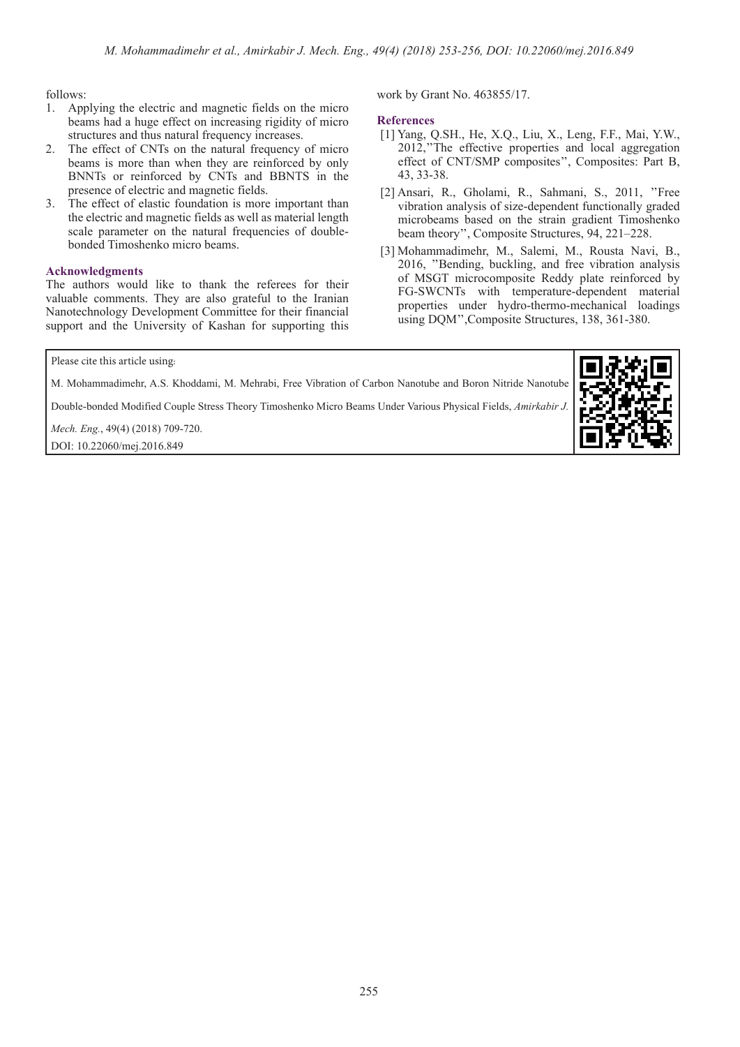follows:

1. Applying the electric and magnetic fields on the micro beams had a huge effect on increasing rigidity of micro structures and thus natural frequency increases.
2. The effect of CNTs on the natural frequency of micro beams is more than when they are reinforced by only BNNTs or reinforced by CNTs and BBNTS in the presence of electric and magnetic fields.
3. The effect of elastic foundation is more important than the electric and magnetic fields as well as material length scale parameter on the natural frequencies of double-bonded Timoshenko micro beams.

## Acknowledgments

The authors would like to thank the referees for their valuable comments. They are also grateful to the Iranian Nanotechnology Development Committee for their financial support and the University of Kashan for supporting this work by Grant No. 463855/17.

## References

[1] Yang, Q.SH., He, X.Q., Liu, X., Leng, F.F., Mai, Y.W., 2012,"The effective properties and local aggregation effect of CNT/SMP composites", Composites: Part B, 43, 33-38.

[2] Ansari, R., Gholami, R., Sahmani, S., 2011, "Free vibration analysis of size-dependent functionally graded microbeams based on the strain gradient Timoshenko beam theory", Composite Structures, 94, 221–228.

[3] Mohammadimehr, M., Salemi, M., Rousta Navi, B., 2016, "Bending, buckling, and free vibration analysis of MSGT microcomposite Reddy plate reinforced by FG-SWCNTs with temperature-dependent material properties under hydro-thermo-mechanical loadings using DQM",Composite Structures, 138, 361-380.

Please cite this article using:

M. Mohammadimehr, A.S. Khoddami, M. Mehrabi, Free Vibration of Carbon Nanotube and Boron Nitride Nanotube Double-bonded Modified Couple Stress Theory Timoshenko Micro Beams Under Various Physical Fields, *Amirkabir J. Mech. Eng.*, 49(4) (2018) 709-720.

DOI: 10.22060/mej.2016.849